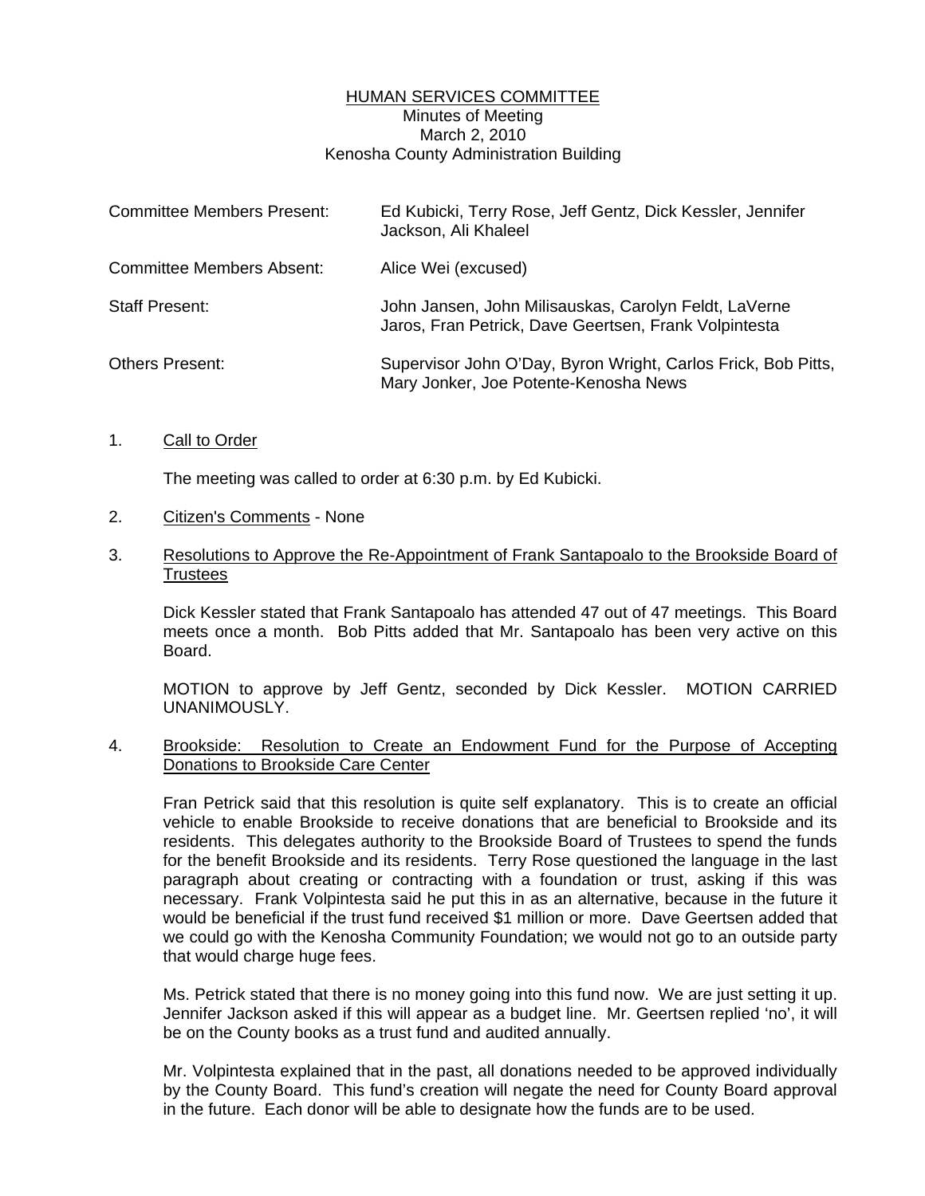# HUMAN SERVICES COMMITTEE

Minutes of Meeting
March 2, 2010
Kenosha County Administration Building

| | |
|---|---|
| Committee Members Present: | Ed Kubicki, Terry Rose, Jeff Gentz, Dick Kessler, Jennifer Jackson, Ali Khaleel |
| Committee Members Absent: | Alice Wei (excused) |
| Staff Present: | John Jansen, John Milisauskas, Carolyn Feldt, LaVerne Jaros, Fran Petrick, Dave Geertsen, Frank Volpintesta |
| Others Present: | Supervisor John O'Day, Byron Wright, Carlos Frick, Bob Pitts, Mary Jonker, Joe Potente-Kenosha News |

1. Call to Order

   The meeting was called to order at 6:30 p.m. by Ed Kubicki.

2. Citizen's Comments - None

3. Resolutions to Approve the Re-Appointment of Frank Santapoalo to the Brookside Board of Trustees

   Dick Kessler stated that Frank Santapoalo has attended 47 out of 47 meetings. This Board meets once a month. Bob Pitts added that Mr. Santapoalo has been very active on this Board.

   MOTION to approve by Jeff Gentz, seconded by Dick Kessler. MOTION CARRIED UNANIMOUSLY.

4. Brookside: Resolution to Create an Endowment Fund for the Purpose of Accepting Donations to Brookside Care Center

   Fran Petrick said that this resolution is quite self explanatory. This is to create an official vehicle to enable Brookside to receive donations that are beneficial to Brookside and its residents. This delegates authority to the Brookside Board of Trustees to spend the funds for the benefit Brookside and its residents. Terry Rose questioned the language in the last paragraph about creating or contracting with a foundation or trust, asking if this was necessary. Frank Volpintesta said he put this in as an alternative, because in the future it would be beneficial if the trust fund received $1 million or more. Dave Geertsen added that we could go with the Kenosha Community Foundation; we would not go to an outside party that would charge huge fees.

   Ms. Petrick stated that there is no money going into this fund now. We are just setting it up. Jennifer Jackson asked if this will appear as a budget line. Mr. Geertsen replied 'no', it will be on the County books as a trust fund and audited annually.

   Mr. Volpintesta explained that in the past, all donations needed to be approved individually by the County Board. This fund's creation will negate the need for County Board approval in the future. Each donor will be able to designate how the funds are to be used.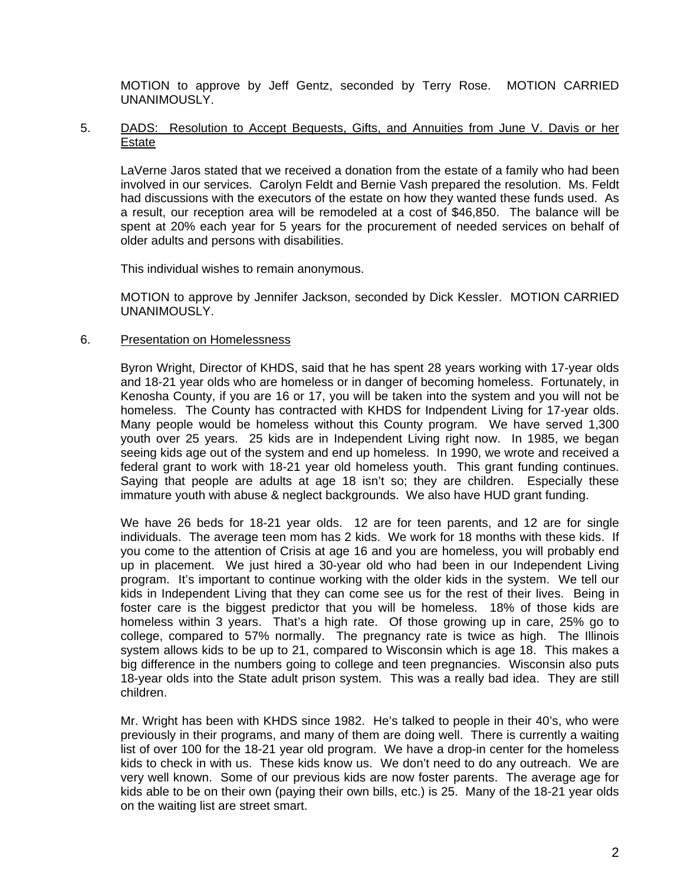MOTION to approve by Jeff Gentz, seconded by Terry Rose. MOTION CARRIED UNANIMOUSLY.

5. DADS: Resolution to Accept Bequests, Gifts, and Annuities from June V. Davis or her Estate

LaVerne Jaros stated that we received a donation from the estate of a family who had been involved in our services. Carolyn Feldt and Bernie Vash prepared the resolution. Ms. Feldt had discussions with the executors of the estate on how they wanted these funds used. As a result, our reception area will be remodeled at a cost of $46,850. The balance will be spent at 20% each year for 5 years for the procurement of needed services on behalf of older adults and persons with disabilities.

This individual wishes to remain anonymous.

MOTION to approve by Jennifer Jackson, seconded by Dick Kessler. MOTION CARRIED UNANIMOUSLY.

6. Presentation on Homelessness

Byron Wright, Director of KHDS, said that he has spent 28 years working with 17-year olds and 18-21 year olds who are homeless or in danger of becoming homeless. Fortunately, in Kenosha County, if you are 16 or 17, you will be taken into the system and you will not be homeless. The County has contracted with KHDS for Indpendent Living for 17-year olds. Many people would be homeless without this County program. We have served 1,300 youth over 25 years. 25 kids are in Independent Living right now. In 1985, we began seeing kids age out of the system and end up homeless. In 1990, we wrote and received a federal grant to work with 18-21 year old homeless youth. This grant funding continues. Saying that people are adults at age 18 isn't so; they are children. Especially these immature youth with abuse & neglect backgrounds. We also have HUD grant funding.

We have 26 beds for 18-21 year olds. 12 are for teen parents, and 12 are for single individuals. The average teen mom has 2 kids. We work for 18 months with these kids. If you come to the attention of Crisis at age 16 and you are homeless, you will probably end up in placement. We just hired a 30-year old who had been in our Independent Living program. It's important to continue working with the older kids in the system. We tell our kids in Independent Living that they can come see us for the rest of their lives. Being in foster care is the biggest predictor that you will be homeless. 18% of those kids are homeless within 3 years. That's a high rate. Of those growing up in care, 25% go to college, compared to 57% normally. The pregnancy rate is twice as high. The Illinois system allows kids to be up to 21, compared to Wisconsin which is age 18. This makes a big difference in the numbers going to college and teen pregnancies. Wisconsin also puts 18-year olds into the State adult prison system. This was a really bad idea. They are still children.

Mr. Wright has been with KHDS since 1982. He's talked to people in their 40's, who were previously in their programs, and many of them are doing well. There is currently a waiting list of over 100 for the 18-21 year old program. We have a drop-in center for the homeless kids to check in with us. These kids know us. We don't need to do any outreach. We are very well known. Some of our previous kids are now foster parents. The average age for kids able to be on their own (paying their own bills, etc.) is 25. Many of the 18-21 year olds on the waiting list are street smart.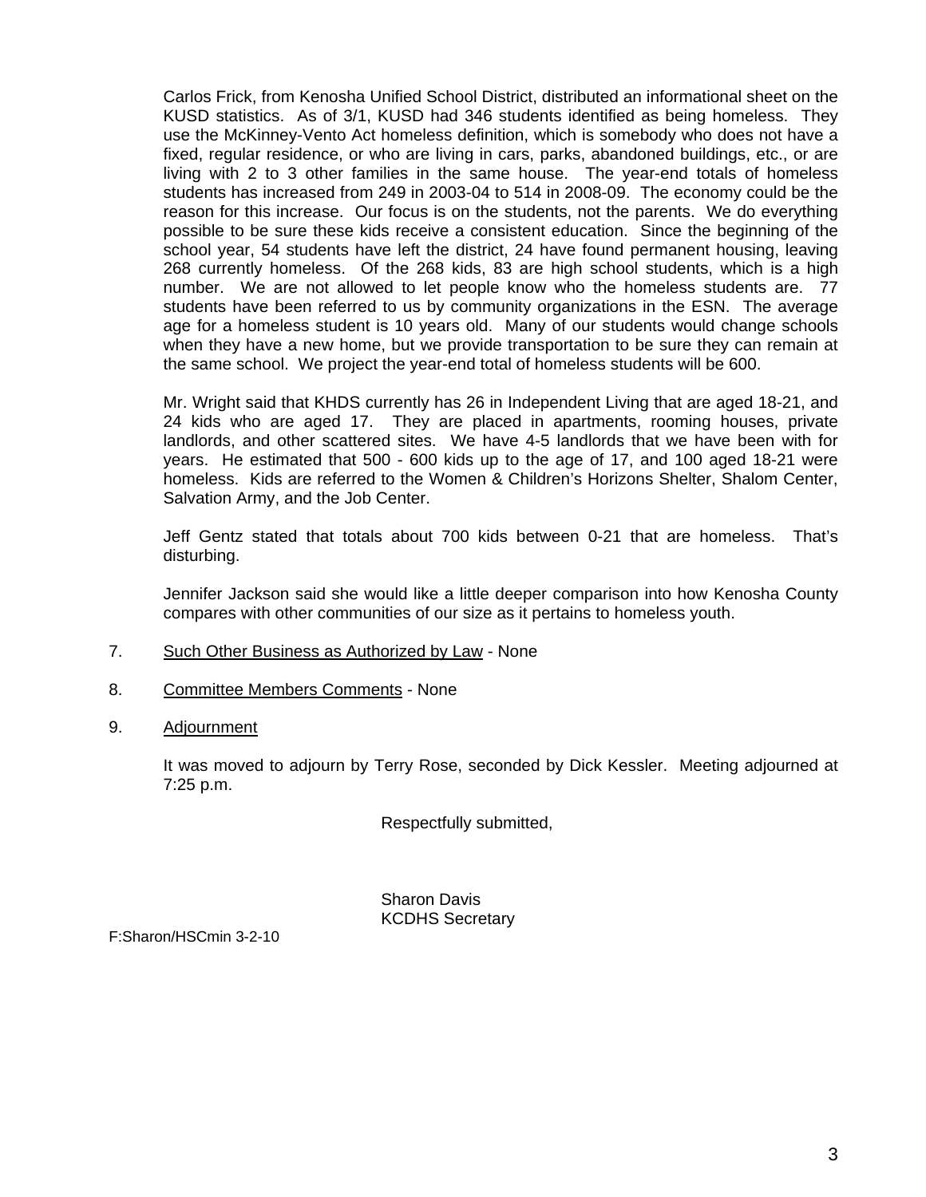Carlos Frick, from Kenosha Unified School District, distributed an informational sheet on the KUSD statistics. As of 3/1, KUSD had 346 students identified as being homeless. They use the McKinney-Vento Act homeless definition, which is somebody who does not have a fixed, regular residence, or who are living in cars, parks, abandoned buildings, etc., or are living with 2 to 3 other families in the same house. The year-end totals of homeless students has increased from 249 in 2003-04 to 514 in 2008-09. The economy could be the reason for this increase. Our focus is on the students, not the parents. We do everything possible to be sure these kids receive a consistent education. Since the beginning of the school year, 54 students have left the district, 24 have found permanent housing, leaving 268 currently homeless. Of the 268 kids, 83 are high school students, which is a high number. We are not allowed to let people know who the homeless students are. 77 students have been referred to us by community organizations in the ESN. The average age for a homeless student is 10 years old. Many of our students would change schools when they have a new home, but we provide transportation to be sure they can remain at the same school. We project the year-end total of homeless students will be 600.

Mr. Wright said that KHDS currently has 26 in Independent Living that are aged 18-21, and 24 kids who are aged 17. They are placed in apartments, rooming houses, private landlords, and other scattered sites. We have 4-5 landlords that we have been with for years. He estimated that 500 - 600 kids up to the age of 17, and 100 aged 18-21 were homeless. Kids are referred to the Women & Children's Horizons Shelter, Shalom Center, Salvation Army, and the Job Center.

Jeff Gentz stated that totals about 700 kids between 0-21 that are homeless. That's disturbing.

Jennifer Jackson said she would like a little deeper comparison into how Kenosha County compares with other communities of our size as it pertains to homeless youth.

7. Such Other Business as Authorized by Law - None

8. Committee Members Comments - None

9. Adjournment

It was moved to adjourn by Terry Rose, seconded by Dick Kessler. Meeting adjourned at 7:25 p.m.

Respectfully submitted,

Sharon Davis
KCDHS Secretary

F:Sharon/HSCmin 3-2-10